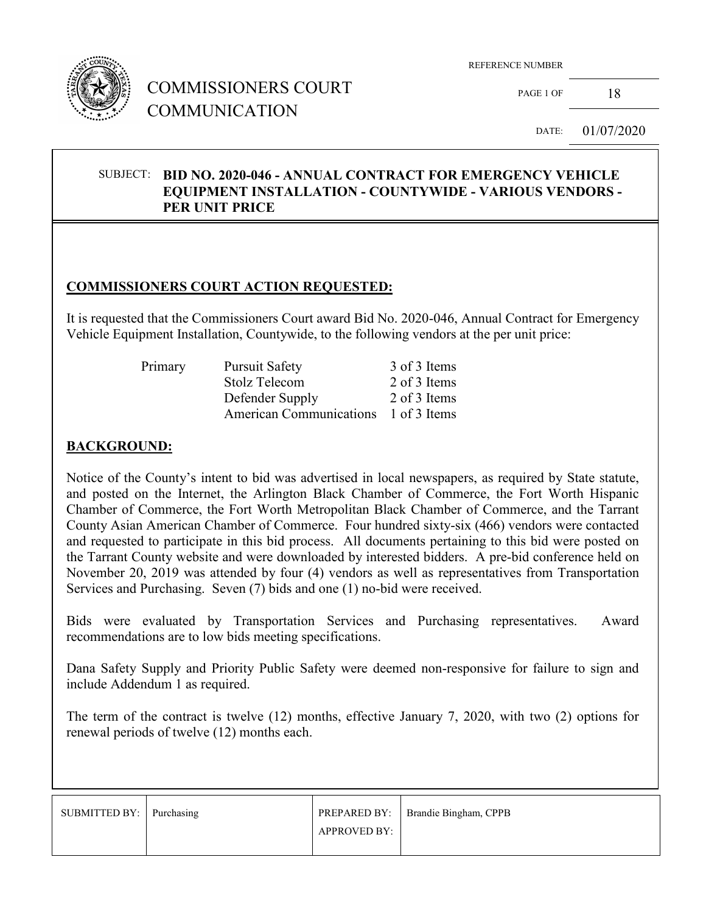# COMMISSIONERS COURT COMMUNICATION

REFERENCE NUMBER

DATE: 01/07/2020

**SUBJECT: BID NO. 2020-046 - ANNUAL CONTRACT FOR EMERGENCY VEHICLE EQUIPMENT INSTALLATION - COUNTYWIDE - VARIOUS VENDORS - PER UNIT PRICE**

## COMMISSIONERS COURT ACTION REQUESTED:

It is requested that the Commissioners Court award Bid No. 2020-046, Annual Contract for Emergency Vehicle Equipment Installation, Countywide, to the following vendors at the per unit price:

| | | |
|---|---|---|
| Primary | Pursuit Safety | 3 of 3 Items |
| | Stolz Telecom | 2 of 3 Items |
| | Defender Supply | 2 of 3 Items |
| | American Communications | 1 of 3 Items |

## BACKGROUND:

Notice of the County's intent to bid was advertised in local newspapers, as required by State statute, and posted on the Internet, the Arlington Black Chamber of Commerce, the Fort Worth Hispanic Chamber of Commerce, the Fort Worth Metropolitan Black Chamber of Commerce, and the Tarrant County Asian American Chamber of Commerce. Four hundred sixty-six (466) vendors were contacted and requested to participate in this bid process. All documents pertaining to this bid were posted on the Tarrant County website and were downloaded by interested bidders. A pre-bid conference held on November 20, 2019 was attended by four (4) vendors as well as representatives from Transportation Services and Purchasing. Seven (7) bids and one (1) no-bid were received.

Bids were evaluated by Transportation Services and Purchasing representatives. Award recommendations are to low bids meeting specifications.

Dana Safety Supply and Priority Public Safety were deemed non-responsive for failure to sign and include Addendum 1 as required.

The term of the contract is twelve (12) months, effective January 7, 2020, with two (2) options for renewal periods of twelve (12) months each.

| SUBMITTED BY: | Purchasing | PREPARED BY: | Brandie Bingham, CPPB |
|---|---|---|---|
| | | APPROVED BY: | |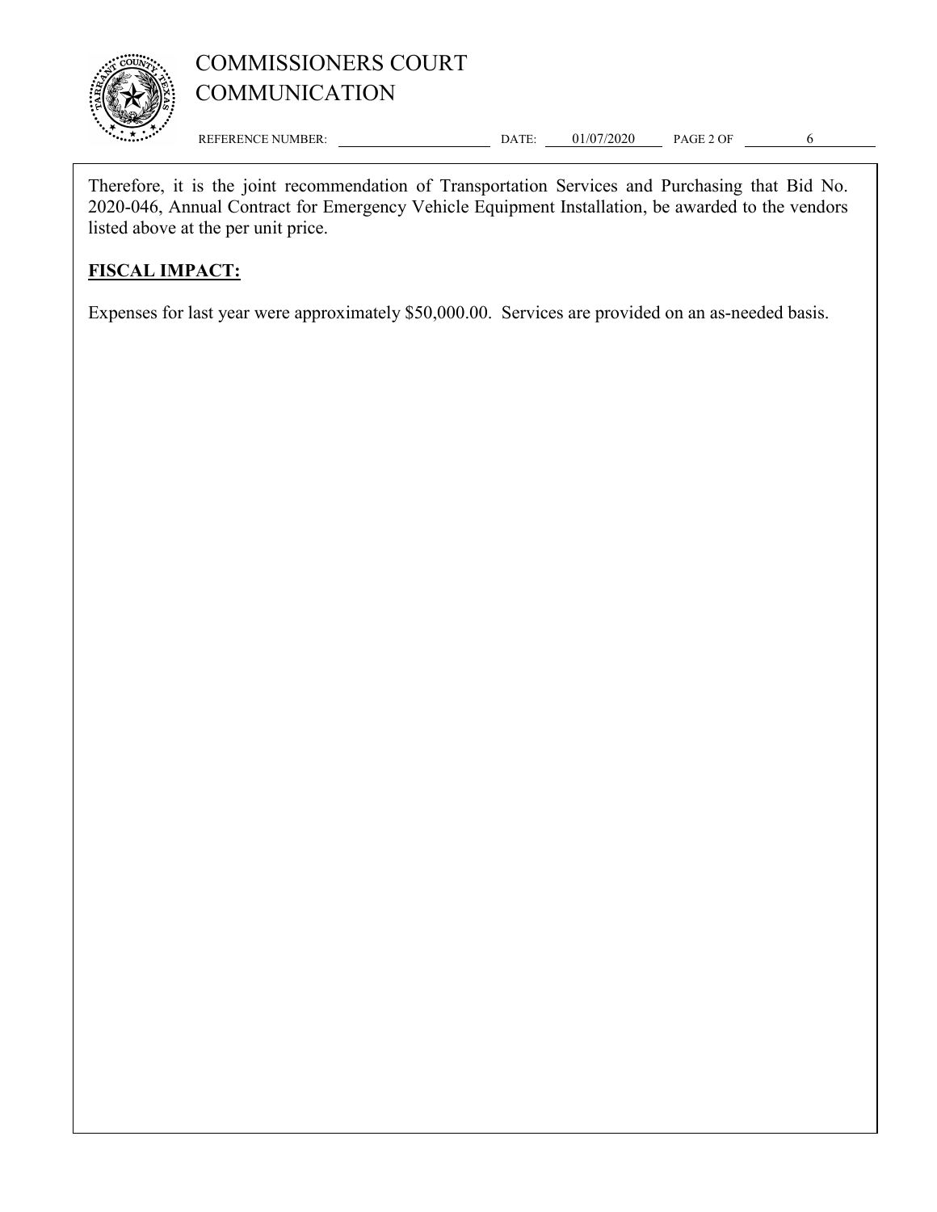Therefore, it is the joint recommendation of Transportation Services and Purchasing that Bid No. 2020-046, Annual Contract for Emergency Vehicle Equipment Installation, be awarded to the vendors listed above at the per unit price.

## FISCAL IMPACT:

Expenses for last year were approximately $50,000.00. Services are provided on an as-needed basis.